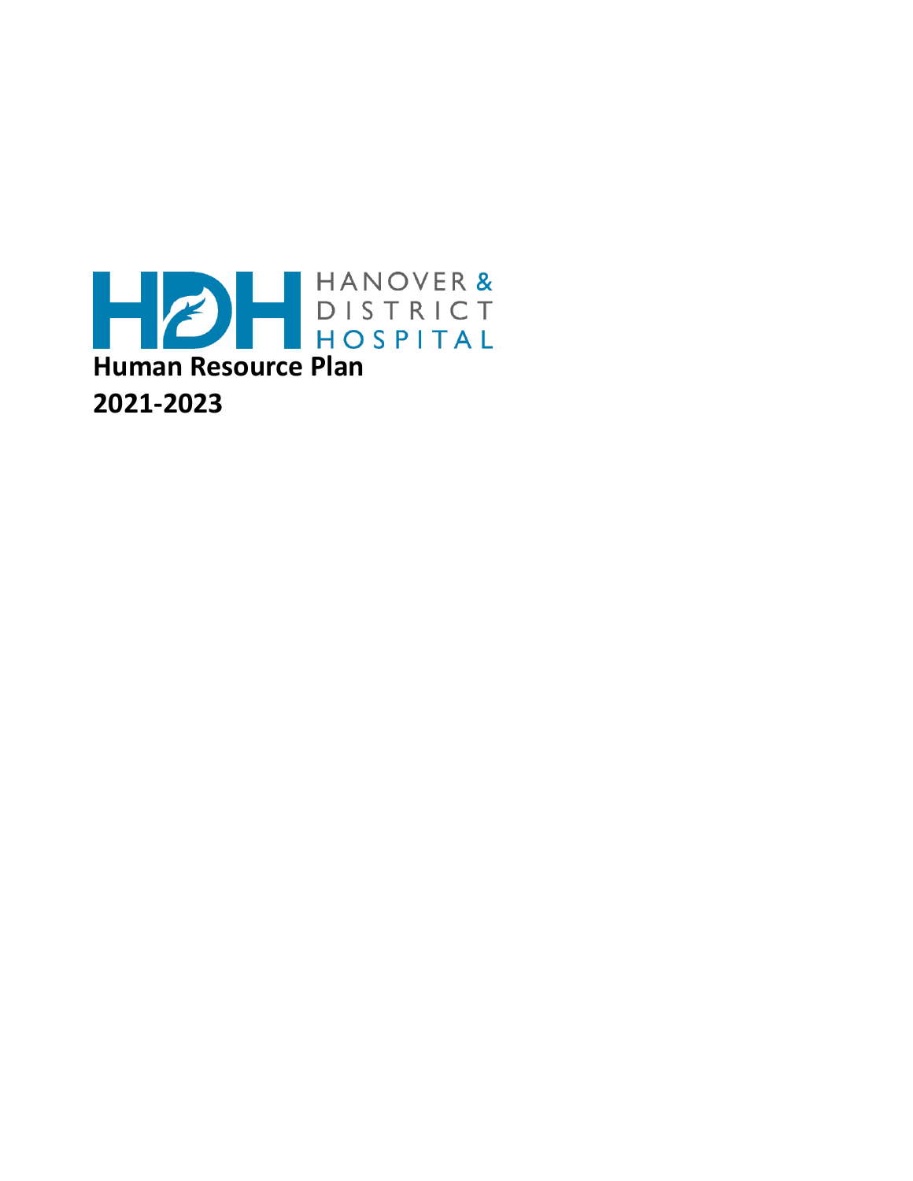HANOVER & DISTRICT HOSPITAL

# Human Resource Plan 2021-2023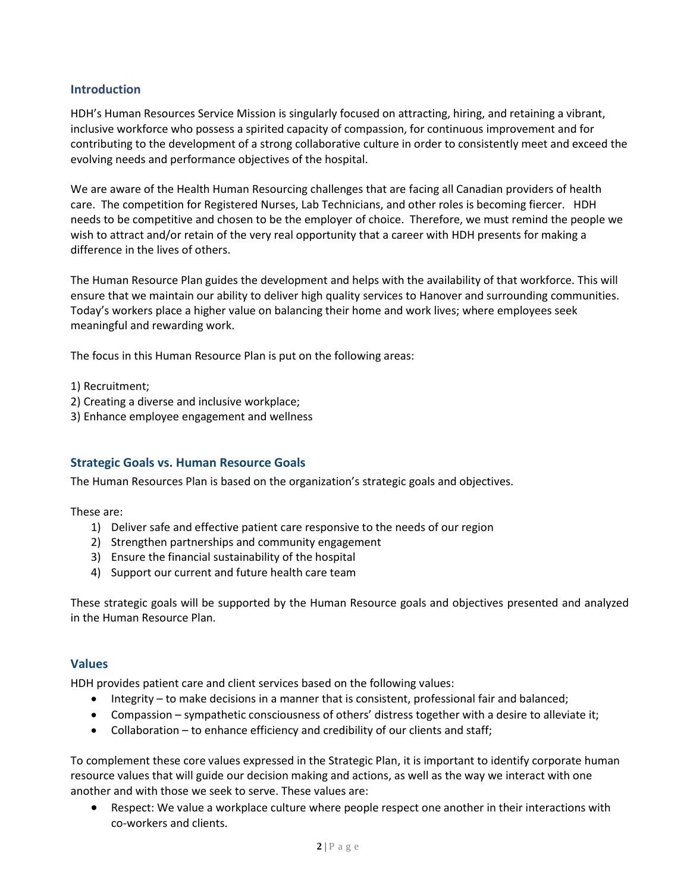## Introduction

HDH's Human Resources Service Mission is singularly focused on attracting, hiring, and retaining a vibrant, inclusive workforce who possess a spirited capacity of compassion, for continuous improvement and for contributing to the development of a strong collaborative culture in order to consistently meet and exceed the evolving needs and performance objectives of the hospital.

We are aware of the Health Human Resourcing challenges that are facing all Canadian providers of health care. The competition for Registered Nurses, Lab Technicians, and other roles is becoming fiercer. HDH needs to be competitive and chosen to be the employer of choice. Therefore, we must remind the people we wish to attract and/or retain of the very real opportunity that a career with HDH presents for making a difference in the lives of others.

The Human Resource Plan guides the development and helps with the availability of that workforce. This will ensure that we maintain our ability to deliver high quality services to Hanover and surrounding communities. Today's workers place a higher value on balancing their home and work lives; where employees seek meaningful and rewarding work.

The focus in this Human Resource Plan is put on the following areas:

1) Recruitment;
2) Creating a diverse and inclusive workplace;
3) Enhance employee engagement and wellness

## Strategic Goals vs. Human Resource Goals

The Human Resources Plan is based on the organization's strategic goals and objectives.

These are:

1) Deliver safe and effective patient care responsive to the needs of our region
2) Strengthen partnerships and community engagement
3) Ensure the financial sustainability of the hospital
4) Support our current and future health care team

These strategic goals will be supported by the Human Resource goals and objectives presented and analyzed in the Human Resource Plan.

## Values

HDH provides patient care and client services based on the following values:

- Integrity – to make decisions in a manner that is consistent, professional fair and balanced;
- Compassion – sympathetic consciousness of others' distress together with a desire to alleviate it;
- Collaboration – to enhance efficiency and credibility of our clients and staff;

To complement these core values expressed in the Strategic Plan, it is important to identify corporate human resource values that will guide our decision making and actions, as well as the way we interact with one another and with those we seek to serve. These values are:

- Respect: We value a workplace culture where people respect one another in their interactions with co-workers and clients.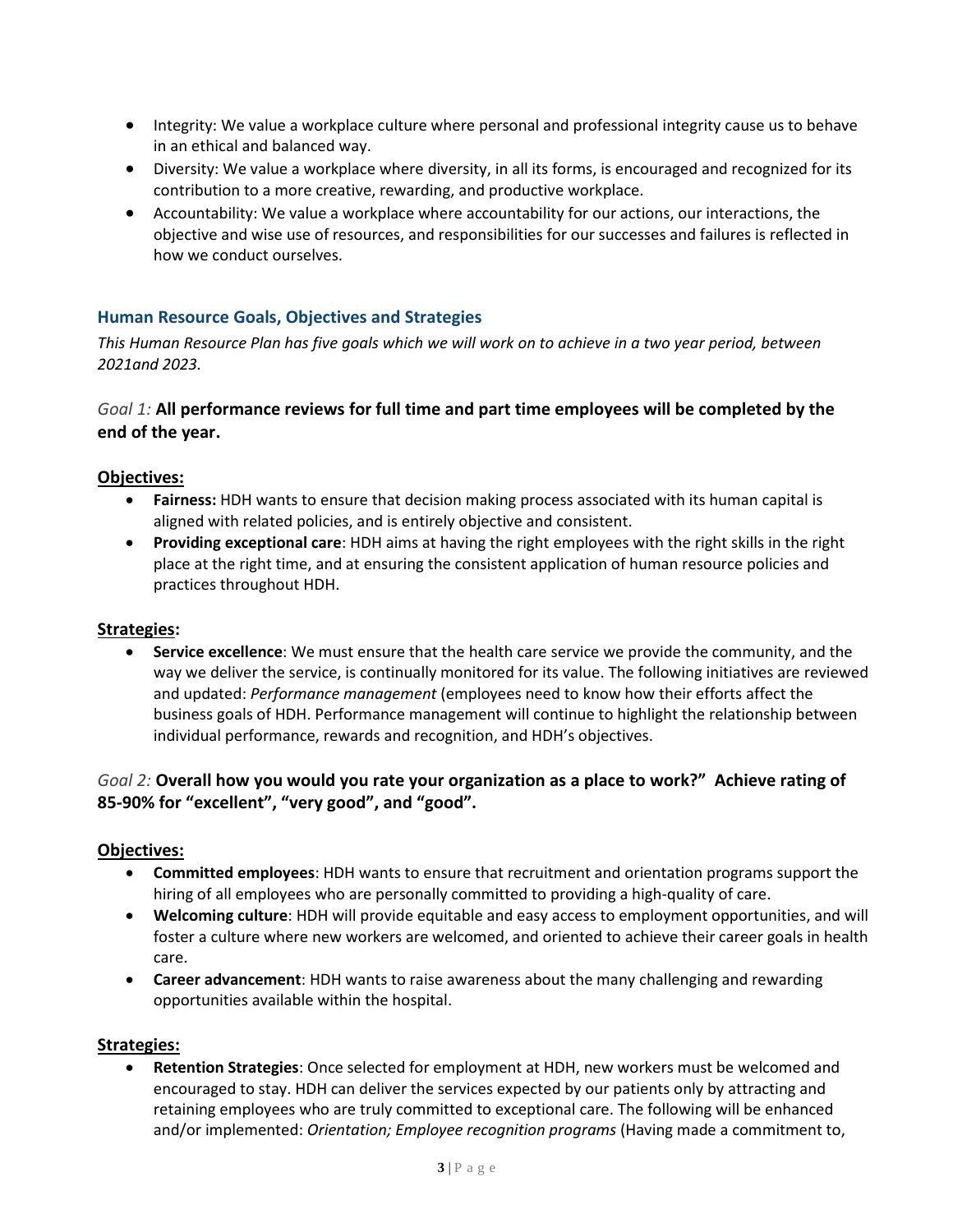- Integrity: We value a workplace culture where personal and professional integrity cause us to behave in an ethical and balanced way.
- Diversity: We value a workplace where diversity, in all its forms, is encouraged and recognized for its contribution to a more creative, rewarding, and productive workplace.
- Accountability: We value a workplace where accountability for our actions, our interactions, the objective and wise use of resources, and responsibilities for our successes and failures is reflected in how we conduct ourselves.

## Human Resource Goals, Objectives and Strategies

*This Human Resource Plan has five goals which we will work on to achieve in a two year period, between 2021and 2023.*

### *Goal 1:* **All performance reviews for full time and part time employees will be completed by the end of the year.**

**Objectives:**

- **Fairness:** HDH wants to ensure that decision making process associated with its human capital is aligned with related policies, and is entirely objective and consistent.
- **Providing exceptional care**: HDH aims at having the right employees with the right skills in the right place at the right time, and at ensuring the consistent application of human resource policies and practices throughout HDH.

**Strategies:**

- **Service excellence**: We must ensure that the health care service we provide the community, and the way we deliver the service, is continually monitored for its value. The following initiatives are reviewed and updated: *Performance management* (employees need to know how their efforts affect the business goals of HDH. Performance management will continue to highlight the relationship between individual performance, rewards and recognition, and HDH's objectives.

### *Goal 2:* **Overall how you would you rate your organization as a place to work?" Achieve rating of 85-90% for "excellent", "very good", and "good".**

**Objectives:**

- **Committed employees**: HDH wants to ensure that recruitment and orientation programs support the hiring of all employees who are personally committed to providing a high-quality of care.
- **Welcoming culture**: HDH will provide equitable and easy access to employment opportunities, and will foster a culture where new workers are welcomed, and oriented to achieve their career goals in health care.
- **Career advancement**: HDH wants to raise awareness about the many challenging and rewarding opportunities available within the hospital.

**Strategies:**

- **Retention Strategies**: Once selected for employment at HDH, new workers must be welcomed and encouraged to stay. HDH can deliver the services expected by our patients only by attracting and retaining employees who are truly committed to exceptional care. The following will be enhanced and/or implemented: *Orientation; Employee recognition programs* (Having made a commitment to,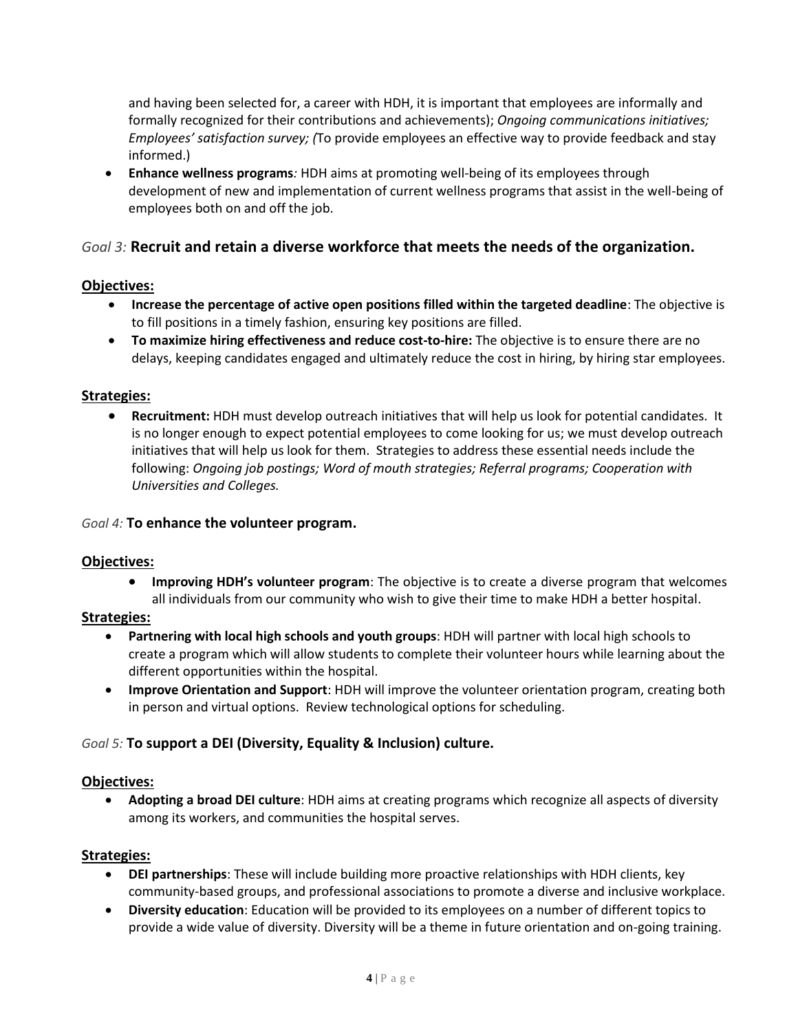and having been selected for, a career with HDH, it is important that employees are informally and formally recognized for their contributions and achievements); *Ongoing communications initiatives; Employees' satisfaction survey; (*To provide employees an effective way to provide feedback and stay informed.)

- **Enhance wellness programs***:* HDH aims at promoting well-being of its employees through development of new and implementation of current wellness programs that assist in the well-being of employees both on and off the job.

### *Goal 3:* **Recruit and retain a diverse workforce that meets the needs of the organization.**

**Objectives:**

- **Increase the percentage of active open positions filled within the targeted deadline**: The objective is to fill positions in a timely fashion, ensuring key positions are filled.
- **To maximize hiring effectiveness and reduce cost-to-hire:** The objective is to ensure there are no delays, keeping candidates engaged and ultimately reduce the cost in hiring, by hiring star employees.

**Strategies:**

- **Recruitment:** HDH must develop outreach initiatives that will help us look for potential candidates. It is no longer enough to expect potential employees to come looking for us; we must develop outreach initiatives that will help us look for them. Strategies to address these essential needs include the following: *Ongoing job postings; Word of mouth strategies; Referral programs; Cooperation with Universities and Colleges.*

### *Goal 4:* **To enhance the volunteer program.**

**Objectives:**

- **Improving HDH's volunteer program**: The objective is to create a diverse program that welcomes all individuals from our community who wish to give their time to make HDH a better hospital.

**Strategies:**

- **Partnering with local high schools and youth groups**: HDH will partner with local high schools to create a program which will allow students to complete their volunteer hours while learning about the different opportunities within the hospital.
- **Improve Orientation and Support**: HDH will improve the volunteer orientation program, creating both in person and virtual options. Review technological options for scheduling.

### *Goal 5:* **To support a DEI (Diversity, Equality & Inclusion) culture.**

**Objectives:**

- **Adopting a broad DEI culture**: HDH aims at creating programs which recognize all aspects of diversity among its workers, and communities the hospital serves.

**Strategies:**

- **DEI partnerships**: These will include building more proactive relationships with HDH clients, key community-based groups, and professional associations to promote a diverse and inclusive workplace.
- **Diversity education**: Education will be provided to its employees on a number of different topics to provide a wide value of diversity. Diversity will be a theme in future orientation and on-going training.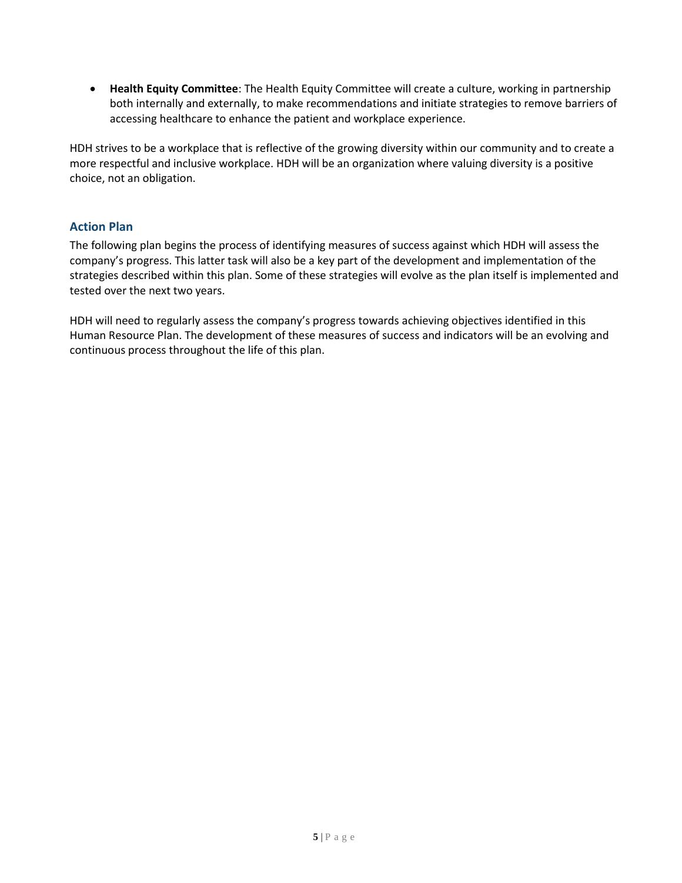- **Health Equity Committee**: The Health Equity Committee will create a culture, working in partnership both internally and externally, to make recommendations and initiate strategies to remove barriers of accessing healthcare to enhance the patient and workplace experience.

HDH strives to be a workplace that is reflective of the growing diversity within our community and to create a more respectful and inclusive workplace. HDH will be an organization where valuing diversity is a positive choice, not an obligation.

## Action Plan

The following plan begins the process of identifying measures of success against which HDH will assess the company's progress. This latter task will also be a key part of the development and implementation of the strategies described within this plan. Some of these strategies will evolve as the plan itself is implemented and tested over the next two years.

HDH will need to regularly assess the company's progress towards achieving objectives identified in this Human Resource Plan. The development of these measures of success and indicators will be an evolving and continuous process throughout the life of this plan.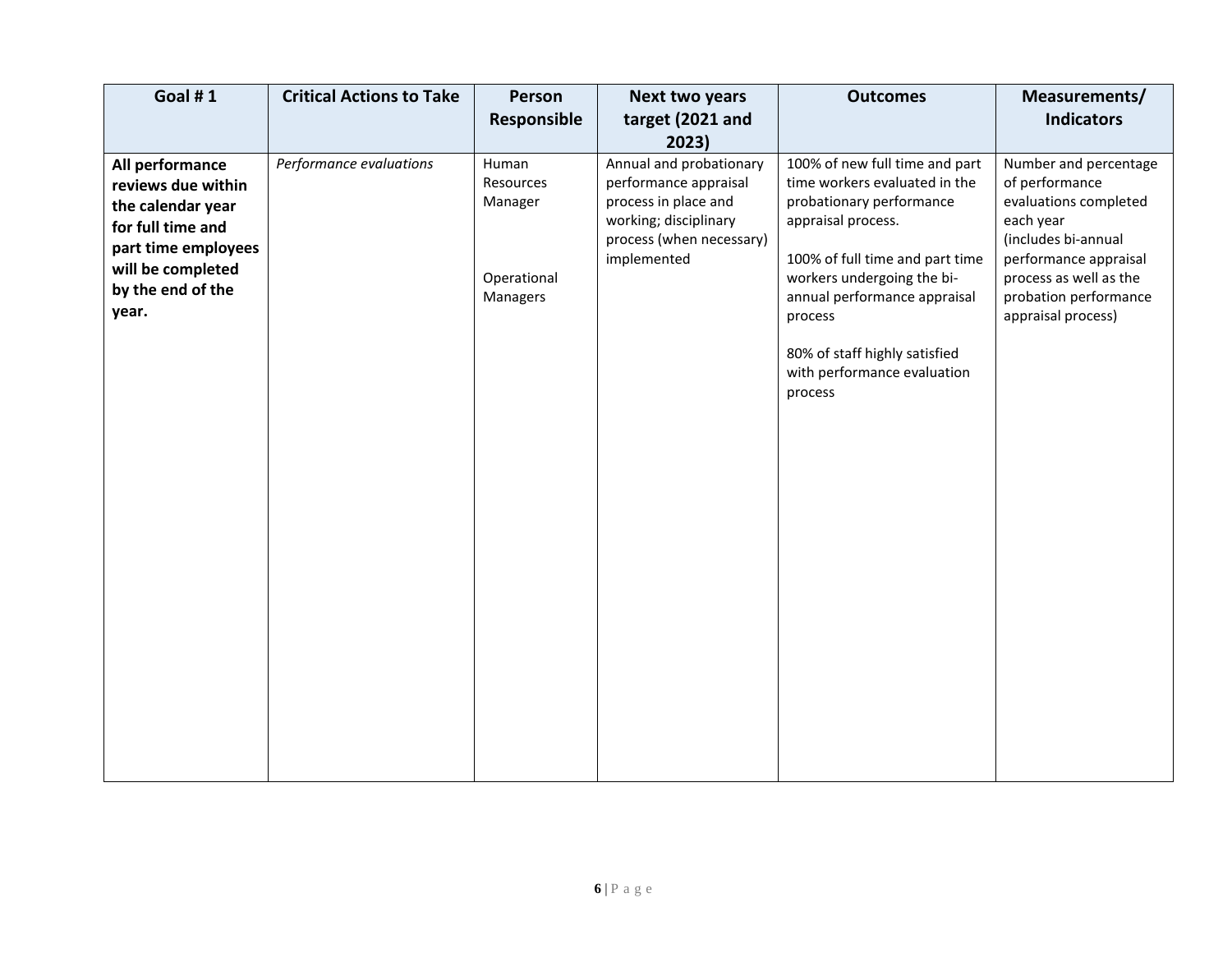| Goal # 1 | Critical Actions to Take | Person Responsible | Next two years target (2021 and 2023) | Outcomes | Measurements/ Indicators |
|---|---|---|---|---|---|
| **All performance reviews due within the calendar year for full time and part time employees will be completed by the end of the year.** | *Performance evaluations* | Human Resources Manager<br><br>Operational Managers | Annual and probationary performance appraisal process in place and working; disciplinary process (when necessary) implemented | 100% of new full time and part time workers evaluated in the probationary performance appraisal process.<br><br>100% of full time and part time workers undergoing the bi-annual performance appraisal process<br><br>80% of staff highly satisfied with performance evaluation process | Number and percentage of performance evaluations completed each year (includes bi-annual performance appraisal process as well as the probation performance appraisal process) |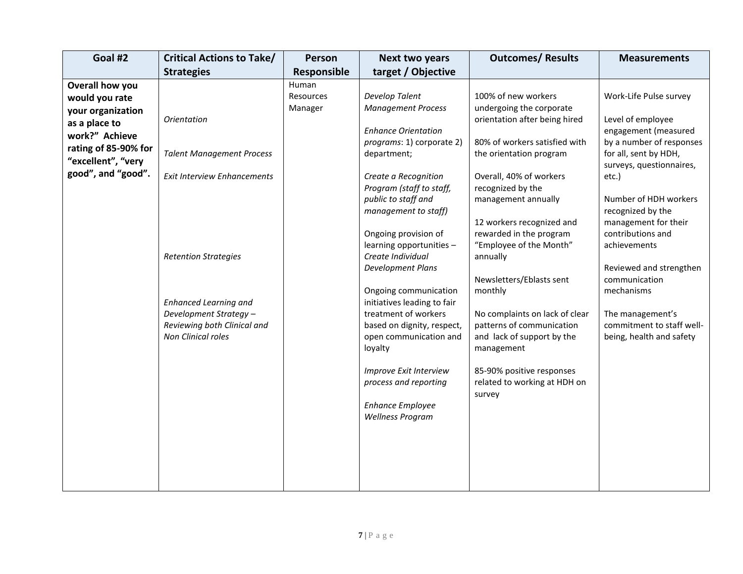| Goal #2 | Critical Actions to Take/ Strategies | Person Responsible | Next two years target / Objective | Outcomes/ Results | Measurements |
|---|---|---|---|---|---|
| **Overall how you would you rate your organization as a place to work?" Achieve rating of 85-90% for "excellent", "very good", and "good".** | *Orientation*<br><br>*Talent Management Process*<br><br>*Exit Interview Enhancements*<br><br>*Retention Strategies*<br><br>*Enhanced Learning and Development Strategy – Reviewing both Clinical and Non Clinical roles* | Human Resources Manager | *Develop Talent Management Process*<br><br>*Enhance Orientation programs*: 1) corporate 2) department;<br><br>*Create a Recognition Program (staff to staff, public to staff and management to staff)*<br><br>Ongoing provision of learning opportunities – *Create Individual Development Plans*<br><br>Ongoing communication initiatives leading to fair treatment of workers based on dignity, respect, open communication and loyalty<br><br>*Improve Exit Interview process and reporting*<br><br>*Enhance Employee Wellness Program* | 100% of new workers undergoing the corporate orientation after being hired<br><br>80% of workers satisfied with the orientation program<br><br>Overall, 40% of workers recognized by the management annually<br><br>12 workers recognized and rewarded in the program "Employee of the Month" annually<br><br>Newsletters/Eblasts sent monthly<br><br>No complaints on lack of clear patterns of communication and lack of support by the management<br><br>85-90% positive responses related to working at HDH on survey | Work-Life Pulse survey<br><br>Level of employee engagement (measured by a number of responses for all, sent by HDH, surveys, questionnaires, etc.)<br><br>Number of HDH workers recognized by the management for their contributions and achievements<br><br>Reviewed and strengthen communication mechanisms<br><br>The management's commitment to staff well-being, health and safety |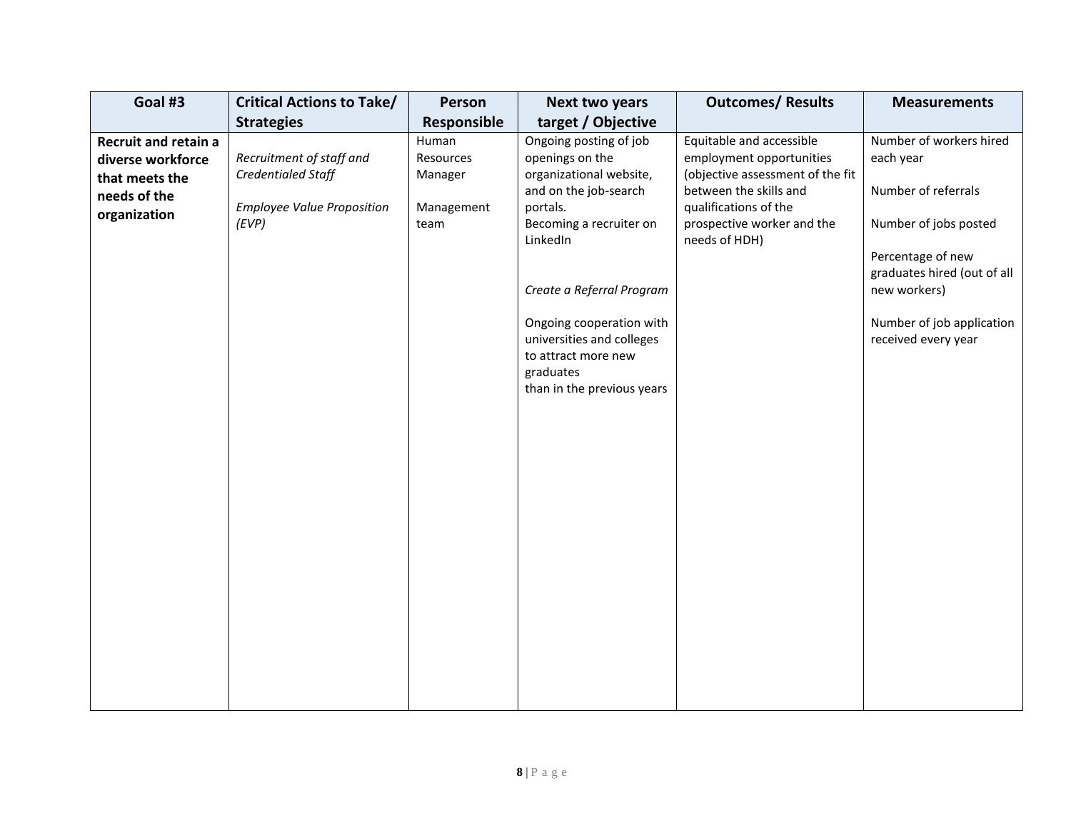| Goal #3 | Critical Actions to Take/ Strategies | Person Responsible | Next two years target / Objective | Outcomes/ Results | Measurements |
|---|---|---|---|---|---|
| **Recruit and retain a diverse workforce that meets the needs of the organization** | *Recruitment of staff and Credentialed Staff*<br><br>*Employee Value Proposition (EVP)* | Human Resources Manager<br><br>Management team | Ongoing posting of job openings on the organizational website, and on the job-search portals.<br>Becoming a recruiter on LinkedIn<br><br>*Create a Referral Program*<br><br>Ongoing cooperation with universities and colleges to attract more new graduates than in the previous years | Equitable and accessible employment opportunities (objective assessment of the fit between the skills and qualifications of the prospective worker and the needs of HDH) | Number of workers hired each year<br><br>Number of referrals<br><br>Number of jobs posted<br><br>Percentage of new graduates hired (out of all new workers)<br><br>Number of job application received every year |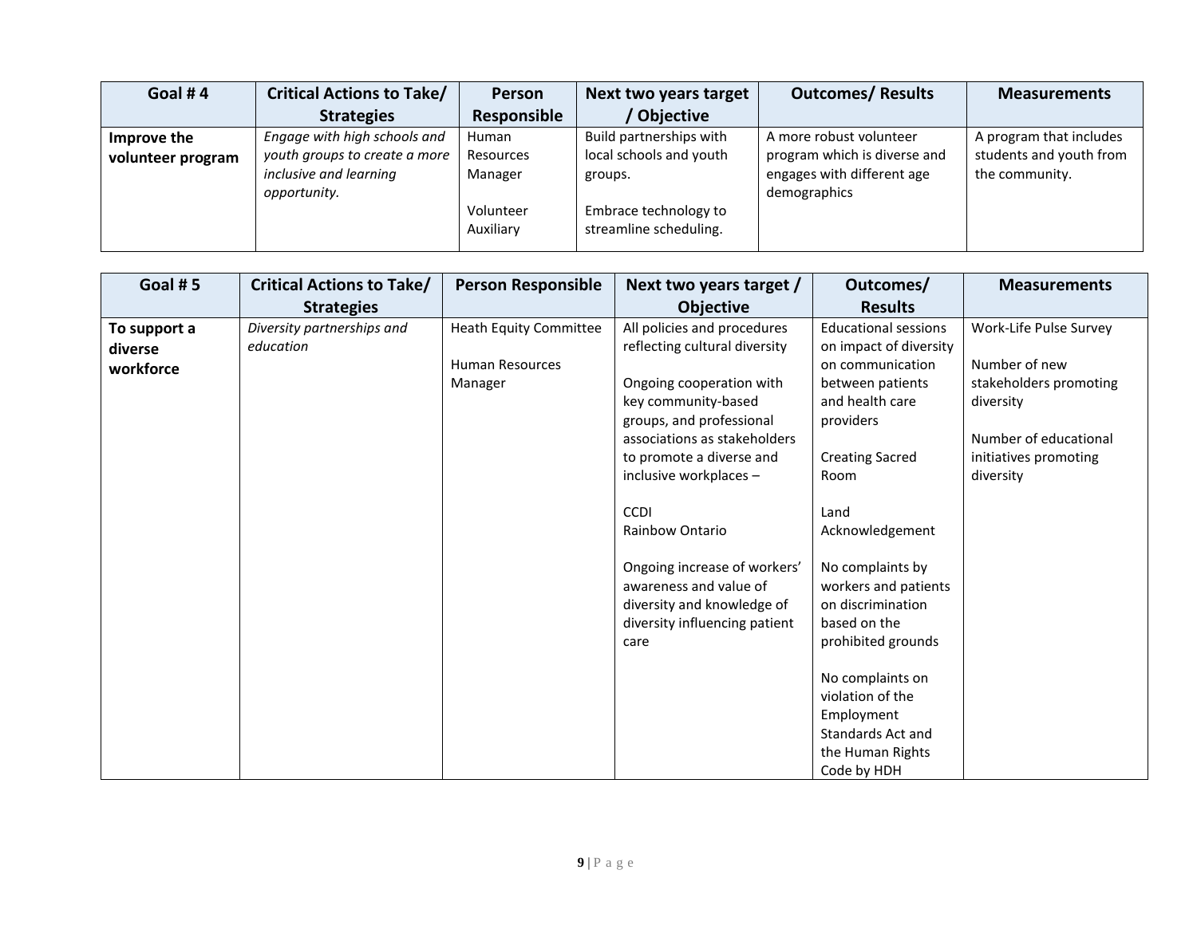| Goal # 4 | Critical Actions to Take/ Strategies | Person Responsible | Next two years target / Objective | Outcomes/ Results | Measurements |
|---|---|---|---|---|---|
| **Improve the volunteer program** | *Engage with high schools and youth groups to create a more inclusive and learning opportunity.* | Human Resources Manager<br><br>Volunteer Auxiliary | Build partnerships with local schools and youth groups.<br><br>Embrace technology to streamline scheduling. | A more robust volunteer program which is diverse and engages with different age demographics | A program that includes students and youth from the community. |

| Goal # 5 | Critical Actions to Take/ Strategies | Person Responsible | Next two years target / Objective | Outcomes/ Results | Measurements |
|---|---|---|---|---|---|
| **To support a diverse workforce** | *Diversity partnerships and education* | Heath Equity Committee<br><br>Human Resources Manager | All policies and procedures reflecting cultural diversity<br><br>Ongoing cooperation with key community-based groups, and professional associations as stakeholders to promote a diverse and inclusive workplaces –<br><br>CCDI<br>Rainbow Ontario<br><br>Ongoing increase of workers' awareness and value of diversity and knowledge of diversity influencing patient care | Educational sessions on impact of diversity on communication between patients and health care providers<br><br>Creating Sacred Room<br><br>Land Acknowledgement<br><br>No complaints by workers and patients on discrimination based on the prohibited grounds<br><br>No complaints on violation of the Employment Standards Act and the Human Rights Code by HDH | Work-Life Pulse Survey<br><br>Number of new stakeholders promoting diversity<br><br>Number of educational initiatives promoting diversity |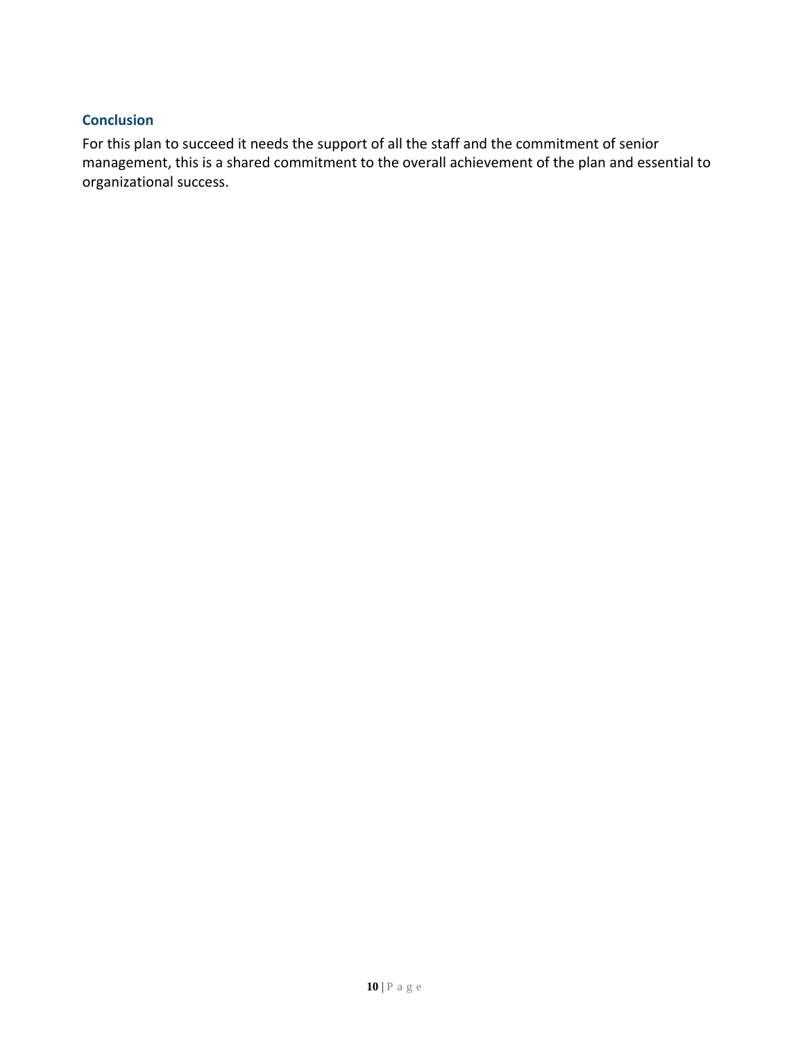## Conclusion

For this plan to succeed it needs the support of all the staff and the commitment of senior management, this is a shared commitment to the overall achievement of the plan and essential to organizational success.